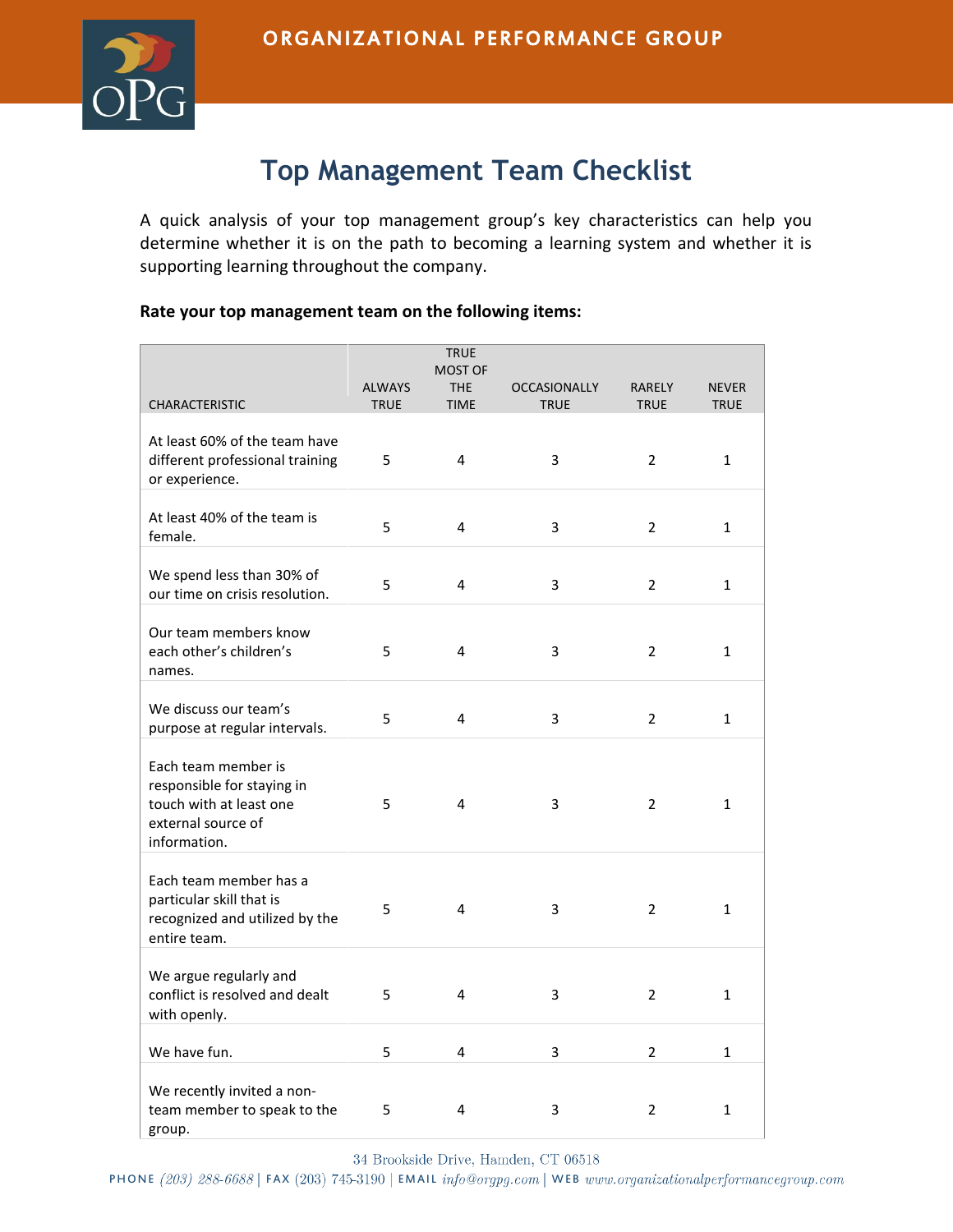# Top Management Team Checklist

A quick analysis of your top management group's key characteristics can help you determine whether it is on the path to becoming a learning system and whether it is supporting learning throughout the company.

**Rate your top management team on the following items:**

| CHARACTERISTIC | ALWAYS TRUE | TRUE MOST OF THE TIME | OCCASIONALLY TRUE | RARELY TRUE | NEVER TRUE |
|---|---|---|---|---|---|
| At least 60% of the team have different professional training or experience. | 5 | 4 | 3 | 2 | 1 |
| At least 40% of the team is female. | 5 | 4 | 3 | 2 | 1 |
| We spend less than 30% of our time on crisis resolution. | 5 | 4 | 3 | 2 | 1 |
| Our team members know each other's children's names. | 5 | 4 | 3 | 2 | 1 |
| We discuss our team's purpose at regular intervals. | 5 | 4 | 3 | 2 | 1 |
| Each team member is responsible for staying in touch with at least one external source of information. | 5 | 4 | 3 | 2 | 1 |
| Each team member has a particular skill that is recognized and utilized by the entire team. | 5 | 4 | 3 | 2 | 1 |
| We argue regularly and conflict is resolved and dealt with openly. | 5 | 4 | 3 | 2 | 1 |
| We have fun. | 5 | 4 | 3 | 2 | 1 |
| We recently invited a non-team member to speak to the group. | 5 | 4 | 3 | 2 | 1 |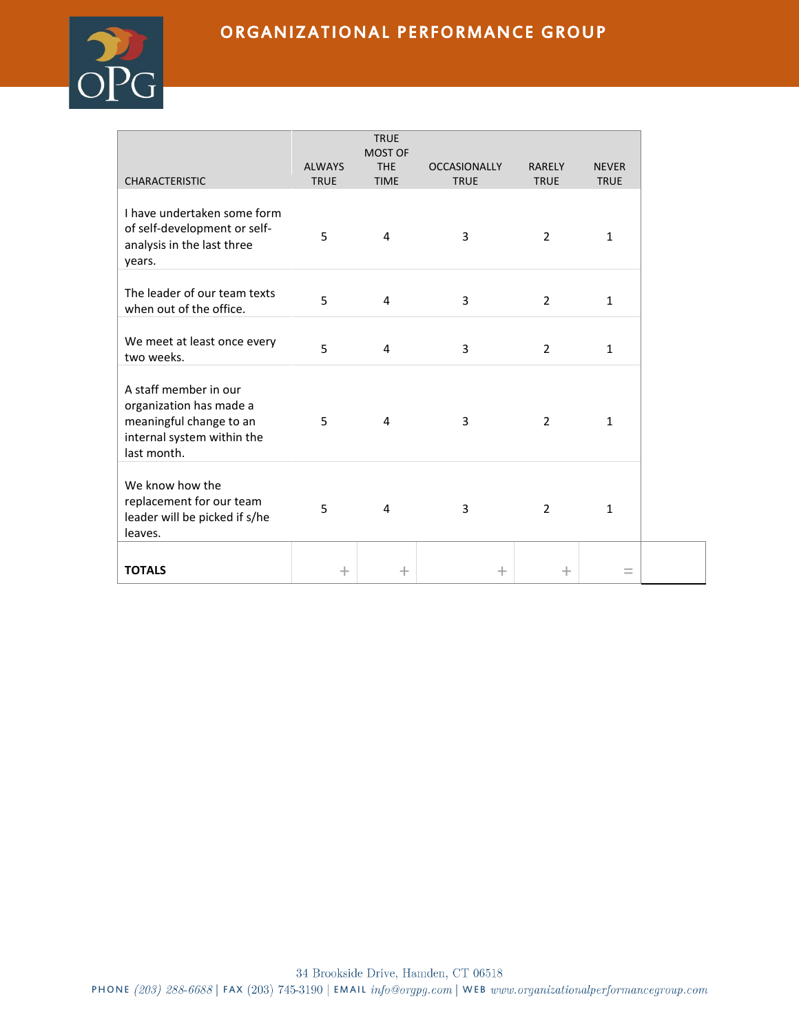| CHARACTERISTIC | ALWAYS TRUE | TRUE MOST OF THE TIME | OCCASIONALLY TRUE | RARELY TRUE | NEVER TRUE | |
|---|---|---|---|---|---|---|
| I have undertaken some form of self-development or self-analysis in the last three years. | 5 | 4 | 3 | 2 | 1 | |
| The leader of our team texts when out of the office. | 5 | 4 | 3 | 2 | 1 | |
| We meet at least once every two weeks. | 5 | 4 | 3 | 2 | 1 | |
| A staff member in our organization has made a meaningful change to an internal system within the last month. | 5 | 4 | 3 | 2 | 1 | |
| We know how the replacement for our team leader will be picked if s/he leaves. | 5 | 4 | 3 | 2 | 1 | |
| **TOTALS** | + | + | + | + | = | |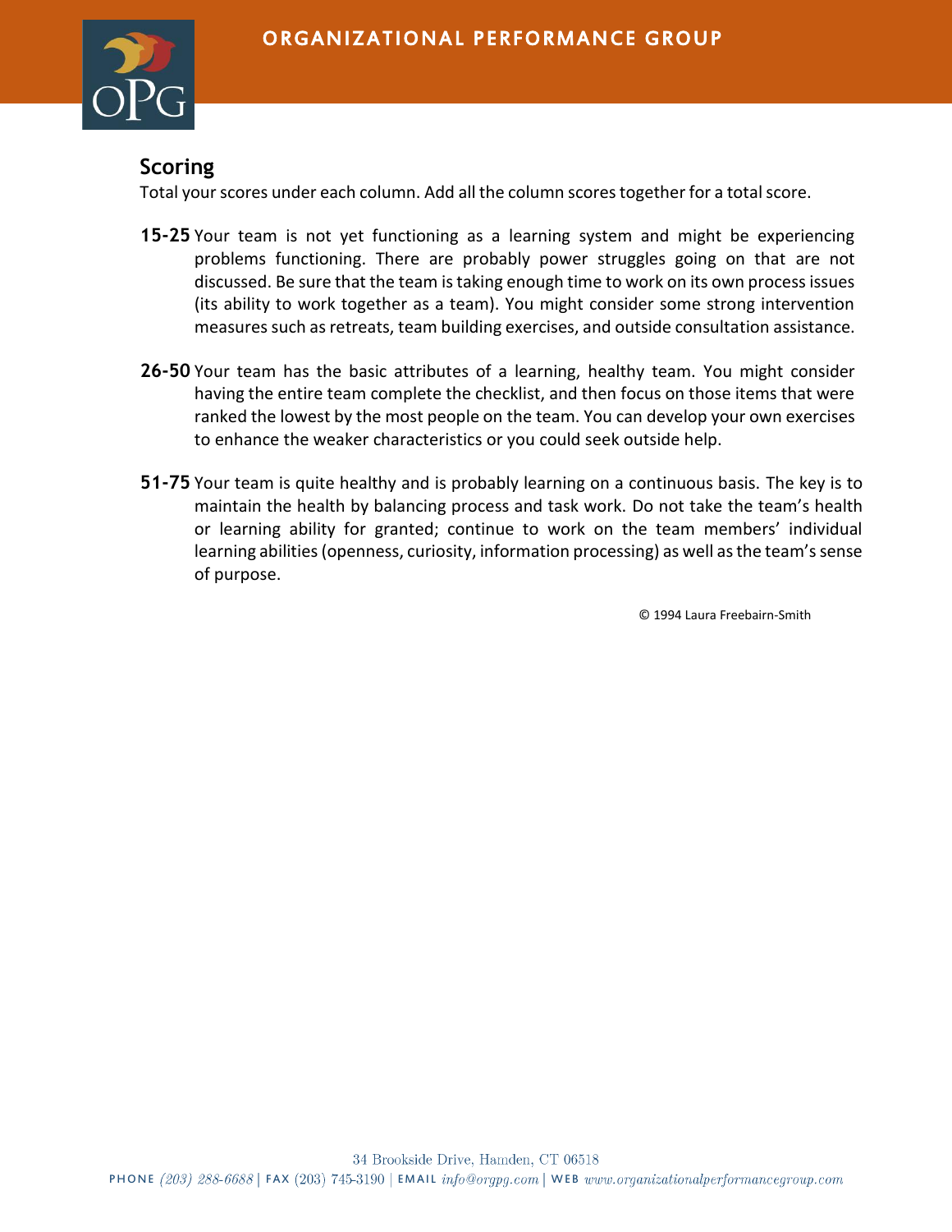## Scoring

Total your scores under each column. Add all the column scores together for a total score.

**15-25** Your team is not yet functioning as a learning system and might be experiencing problems functioning. There are probably power struggles going on that are not discussed. Be sure that the team is taking enough time to work on its own process issues (its ability to work together as a team). You might consider some strong intervention measures such as retreats, team building exercises, and outside consultation assistance.

**26-50** Your team has the basic attributes of a learning, healthy team. You might consider having the entire team complete the checklist, and then focus on those items that were ranked the lowest by the most people on the team. You can develop your own exercises to enhance the weaker characteristics or you could seek outside help.

**51-75** Your team is quite healthy and is probably learning on a continuous basis. The key is to maintain the health by balancing process and task work. Do not take the team's health or learning ability for granted; continue to work on the team members' individual learning abilities (openness, curiosity, information processing) as well as the team's sense of purpose.

© 1994 Laura Freebairn-Smith